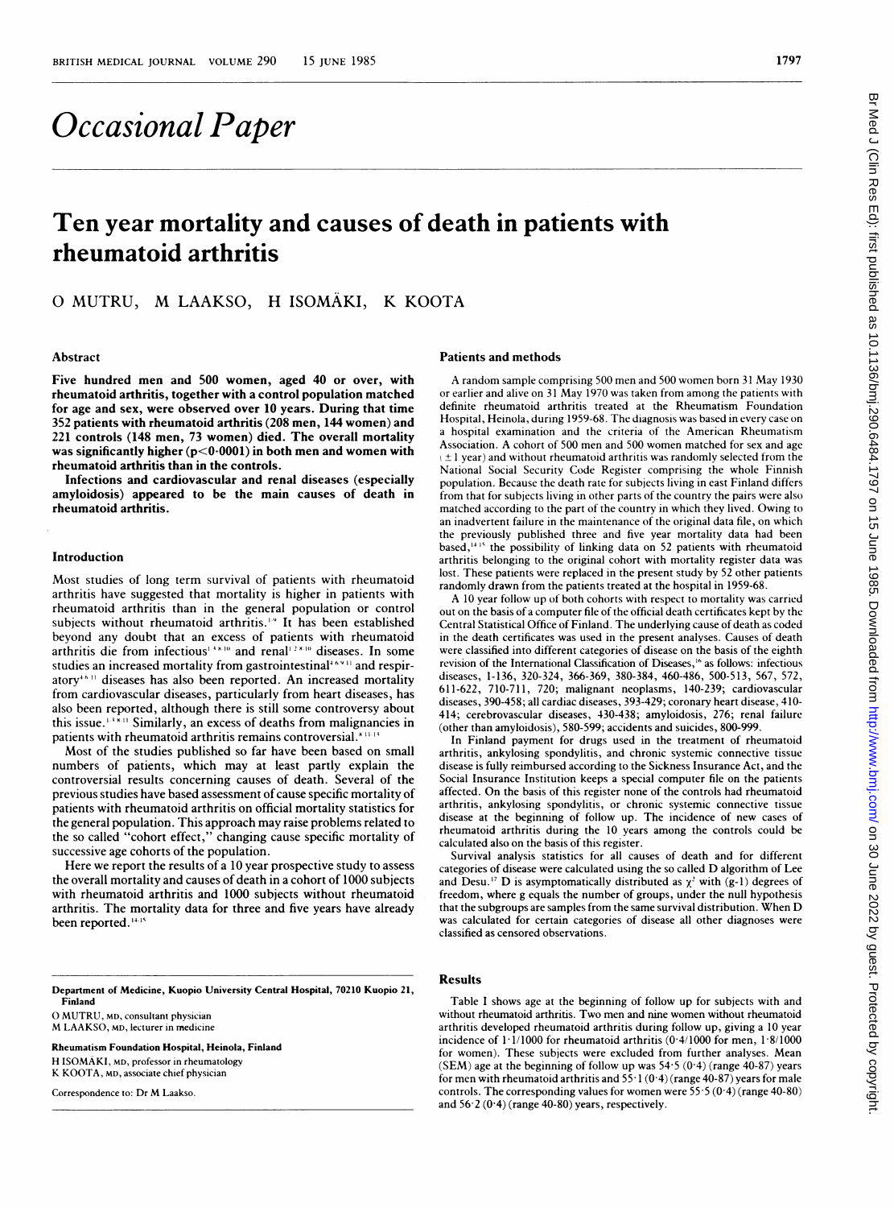# Occasional Paper

## Ten year mortality and causes of death in patients with rheumatoid arthritis

O MUTRU, M LAAKSO, H ISOMÄKI, K KOOTA

### Abstract

**Five hundred men and 500 women, aged 40 or over, with rheumatoid arthritis, together with a control population matched for age and sex, were observed over 10 years. During that time 352 patients with rheumatoid arthritis (208 men, 144 women) and 221 controls (148 men, 73 women) died. The overall mortality was significantly higher ($p<0.0001$) in both men and women with rheumatoid arthritis than in the controls.**

**Infections and cardiovascular and renal diseases (especially amyloidosis) appeared to be the main causes of death in rheumatoid arthritis.**

### Introduction

Most studies of long term survival of patients with rheumatoid arthritis have suggested that mortality is higher in patients with rheumatoid arthritis than in the general population or control subjects without rheumatoid arthritis.[1-9] It has been established beyond any doubt that an excess of patients with rheumatoid arthritis die from infectious[1 4 8 10] and renal[1 2 8 10] diseases. In some studies an increased mortality from gastrointestinal[4 6 9 11] and respiratory[4 6 11] diseases has also been reported. An increased mortality from cardiovascular diseases, particularly from heart diseases, has also been reported, although there is still some controversy about this issue.[1 5 8 11] Similarly, an excess of deaths from malignancies in patients with rheumatoid arthritis remains controversial.[8 11-13]

Most of the studies published so far have been based on small numbers of patients, which may at least partly explain the controversial results concerning causes of death. Several of the previous studies have based assessment of cause specific mortality of patients with rheumatoid arthritis on official mortality statistics for the general population. This approach may raise problems related to the so called "cohort effect," changing cause specific mortality of successive age cohorts of the population.

Here we report the results of a 10 year prospective study to assess the overall mortality and causes of death in a cohort of 1000 subjects with rheumatoid arthritis and 1000 subjects without rheumatoid arthritis. The mortality data for three and five years have already been reported.[14 15]

Department of Medicine, Kuopio University Central Hospital, 70210 Kuopio 21, Finland

O MUTRU, MD, consultant physician
M LAAKSO, MD, lecturer in medicine

Rheumatism Foundation Hospital, Heinola, Finland

H ISOMÄKI, MD, professor in rheumatology
K KOOTA, MD, associate chief physician

Correspondence to: Dr M Laakso.

### Patients and methods

A random sample comprising 500 men and 500 women born 31 May 1930 or earlier and alive on 31 May 1970 was taken from among the patients with definite rheumatoid arthritis treated at the Rheumatism Foundation Hospital, Heinola, during 1959-68. The diagnosis was based in every case on a physical examination and the criteria of the American Rheumatism Association. A cohort of 500 men and 500 women matched for sex and age ($\pm 1$ year) and without rheumatoid arthritis was randomly selected from the National Social Security Code Register comprising the whole Finnish population. Because the death rate for subjects living in east Finland differs from that for subjects living in other parts of the country the pairs were also matched according to the part of the country in which they lived. Owing to an inadvertent failure in the maintenance of the original data file, on which the previously published three and five year mortality data had been based,[14 15] the possibility of linking data on 52 patients with rheumatoid arthritis belonging to the original cohort with mortality register data was lost. These patients were replaced in the present study by 52 other patients randomly drawn from the patients treated at the hospital in 1959-68.

A 10 year follow up of both cohorts with respect to mortality was carried out on the basis of a computer file of the official death certificates kept by the Central Statistical Office of Finland. The underlying cause of death as coded in the death certificates was used in the present analyses. Causes of death were classified into different categories of disease on the basis of the eighth revision of the International Classification of Diseases,[16] as follows: infectious diseases, 1-136, 320-324, 366-369, 380-384, 460-486, 500-513, 567, 572, 611-622, 710-711, 720; malignant neoplasms, 140-239; cardiovascular diseases, 390-458; all cardiac diseases, 393-429; coronary heart disease, 410-414; cerebrovascular diseases, 430-438; amyloidosis, 276; renal failure (other than amyloidosis), 580-599; accidents and suicides, 800-999.

In Finland payment for drugs used in the treatment of rheumatoid arthritis, ankylosing spondylitis, and chronic systemic connective tissue disease is fully reimbursed according to the Sickness Insurance Act, and the Social Insurance Institution keeps a special computer file on the patients affected. On the basis of this register none of the controls had rheumatoid arthritis, ankylosing spondylitis, or chronic systemic connective tissue disease at the beginning of follow up. The incidence of new cases of rheumatoid arthritis during the 10 years among the controls could be calculated also on the basis of this register.

Survival analysis statistics for all causes of death and for different categories of disease were calculated using the so called D algorithm of Lee and Desu.[17] D is asymptomatically distributed as $\chi^2$ with (g-1) degrees of freedom, where g equals the number of groups, under the null hypothesis that the subgroups are samples from the same survival distribution. When D was calculated for certain categories of disease all other diagnoses were classified as censored observations.

### Results

Table I shows age at the beginning of follow up for subjects with and without rheumatoid arthritis. Two men and nine women without rheumatoid arthritis developed rheumatoid arthritis during follow up, giving a 10 year incidence of 1·1/1000 for rheumatoid arthritis (0·4/1000 for men, 1·8/1000 for women). These subjects were excluded from further analyses. Mean (SEM) age at the beginning of follow up was 54·5 (0·4) (range 40-87) years for men with rheumatoid arthritis and 55·1 (0·4) (range 40-87) years for male controls. The corresponding values for women were 55·5 (0·4) (range 40-80) and 56·2 (0·4) (range 40-80) years, respectively.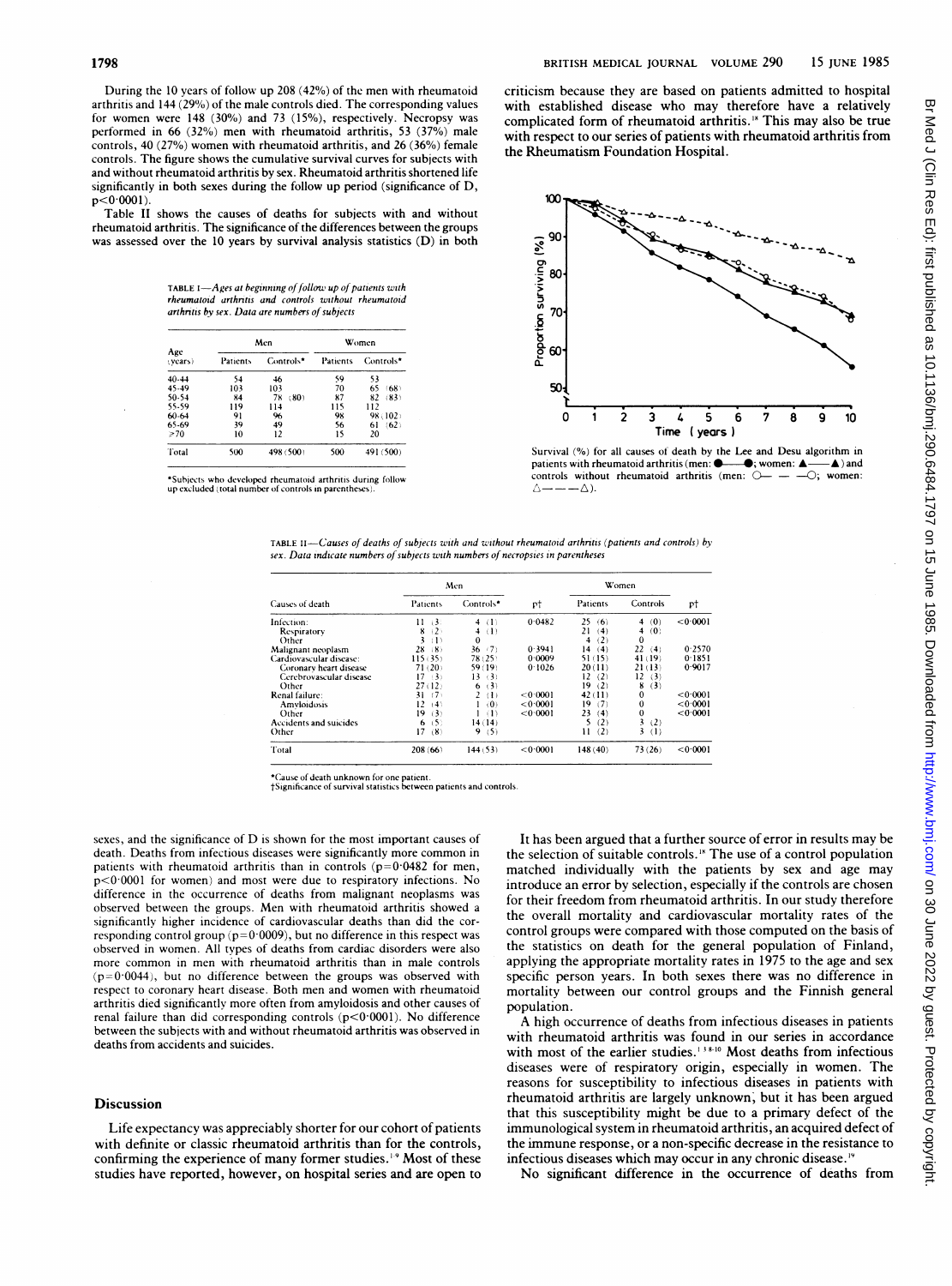During the 10 years of follow up 208 (42%) of the men with rheumatoid arthritis and 144 (29%) of the male controls died. The corresponding values for women were 148 (30%) and 73 (15%), respectively. Necropsy was performed in 66 (32%) men with rheumatoid arthritis, 53 (37%) male controls, 40 (27%) women with rheumatoid arthritis, and 26 (36%) female controls. The figure shows the cumulative survival curves for subjects with and without rheumatoid arthritis by sex. Rheumatoid arthritis shortened life significantly in both sexes during the follow up period (significance of D, $p<0.0001$).

Table II shows the causes of deaths for subjects with and without rheumatoid arthritis. The significance of the differences between the groups was assessed over the 10 years by survival analysis statistics (D) in both sexes, and the significance of D is shown for the most important causes of death. Deaths from infectious diseases were significantly more common in patients with rheumatoid arthritis than in controls ($p=0.0482$ for men, $p<0.0001$ for women) and most were due to respiratory infections. No difference in the occurrence of deaths from malignant neoplasms was observed between the groups. Men with rheumatoid arthritis showed a significantly higher incidence of cardiovascular deaths than did the corresponding control group ($p=0.0009$), but no difference in this respect was observed in women. All types of deaths from cardiac disorders were also more common in men with rheumatoid arthritis than in male controls ($p=0.0044$), but no difference between the groups was observed with respect to coronary heart disease. Both men and women with rheumatoid arthritis died significantly more often from amyloidosis and other causes of renal failure than did corresponding controls ($p<0.0001$). No difference between the subjects with and without rheumatoid arthritis was observed in deaths from accidents and suicides.

TABLE I—*Ages at beginning of follow up of patients with rheumatoid arthritis and controls without rheumatoid arthritis by sex. Data are numbers of subjects*

| Age (years) | Men | | Women | |
|---|---|---|---|---|
| | Patients | Controls* | Patients | Controls* |
| 40-44 | 54 | 46 | 59 | 53 |
| 45-49 | 103 | 103 | 70 | 65 (68) |
| 50-54 | 84 | 78 (80) | 87 | 82 (83) |
| 55-59 | 119 | 114 | 115 | 112 |
| 60-64 | 91 | 96 | 98 | 98 (102) |
| 65-69 | 39 | 49 | 56 | 61 (62) |
| ≥70 | 10 | 12 | 15 | 20 |
| Total | 500 | 498 (500) | 500 | 491 (500) |

*Subjects who developed rheumatoid arthritis during follow up excluded (total number of controls in parentheses).

## Discussion

Life expectancy was appreciably shorter for our cohort of patients with definite or classic rheumatoid arthritis than for the controls, confirming the experience of many former studies.[1-9] Most of these studies have reported, however, on hospital series and are open to criticism because they are based on patients admitted to hospital with established disease who may therefore have a relatively complicated form of rheumatoid arthritis.[18] This may also be true with respect to our series of patients with rheumatoid arthritis from the Rheumatism Foundation Hospital.

Survival (%) for all causes of death by the Lee and Desu algorithm in patients with rheumatoid arthritis (men: ●——●; women: ▲——▲) and controls without rheumatoid arthritis (men: ○— — —○; women: △— — —△).

TABLE II—*Causes of deaths of subjects with and without rheumatoid arthritis (patients and controls) by sex. Data indicate numbers of subjects with numbers of necropsies in parentheses*

| Causes of death | Men | | | Women | | |
|---|---|---|---|---|---|---|
| | Patients | Controls* | p† | Patients | Controls | p† |
| Infection: | 11 (3) | 4 (1) | 0.0482 | 25 (6) | 4 (0) | <0.0001 |
| Respiratory | 8 (2) | 4 (1) | | 21 (4) | 4 (0) | |
| Other | 3 (1) | 0 | | 4 (2) | 0 | |
| Malignant neoplasm | 28 (8) | 36 (7) | 0.3941 | 14 (4) | 22 (4) | 0.2570 |
| Cardiovascular disease: | 115 (35) | 78 (25) | 0.0009 | 51 (15) | 41 (19) | 0.1851 |
| Coronary heart disease | 71 (20) | 59 (19) | 0.1026 | 20 (11) | 21 (13) | 0.9017 |
| Cerebrovascular disease | 17 (3) | 13 (3) | | 12 (2) | 12 (3) | |
| Other | 27 (12) | 6 (3) | | 19 (2) | 8 (3) | |
| Renal failure: | 31 (7) | 2 (1) | <0.0001 | 42 (11) | 0 | <0.0001 |
| Amyloidosis | 12 (4) | 1 (0) | <0.0001 | 19 (7) | 0 | <0.0001 |
| Other | 19 (3) | 1 (1) | <0.0001 | 23 (4) | 0 | <0.0001 |
| Accidents and suicides | 6 (5) | 14 (14) | | 5 (2) | 3 (2) | |
| Other | 17 (8) | 9 (5) | | 11 (2) | 3 (1) | |
| Total | 208 (66) | 144 (53) | <0.0001 | 148 (40) | 73 (26) | <0.0001 |

*Cause of death unknown for one patient.
†Significance of survival statistics between patients and controls.

It has been argued that a further source of error in results may be the selection of suitable controls.[18] The use of a control population matched individually with the patients by sex and age may introduce an error by selection, especially if the controls are chosen for their freedom from rheumatoid arthritis. In our study therefore the overall mortality and cardiovascular mortality rates of the control groups were compared with those computed on the basis of the statistics on death for the general population of Finland, applying the appropriate mortality rates in 1975 to the age and sex specific person years. In both sexes there was no difference in mortality between our control groups and the Finnish general population.

A high occurrence of deaths from infectious diseases in patients with rheumatoid arthritis was found in our series in accordance with most of the earlier studies.[1 3 8-10] Most deaths from infectious diseases were of respiratory origin, especially in women. The reasons for susceptibility to infectious diseases in patients with rheumatoid arthritis are largely unknown, but it has been argued that this susceptibility might be due to a primary defect of the immunological system in rheumatoid arthritis, an acquired defect of the immune response, or a non-specific decrease in the resistance to infectious diseases which may occur in any chronic disease.[19]

No significant difference in the occurrence of deaths from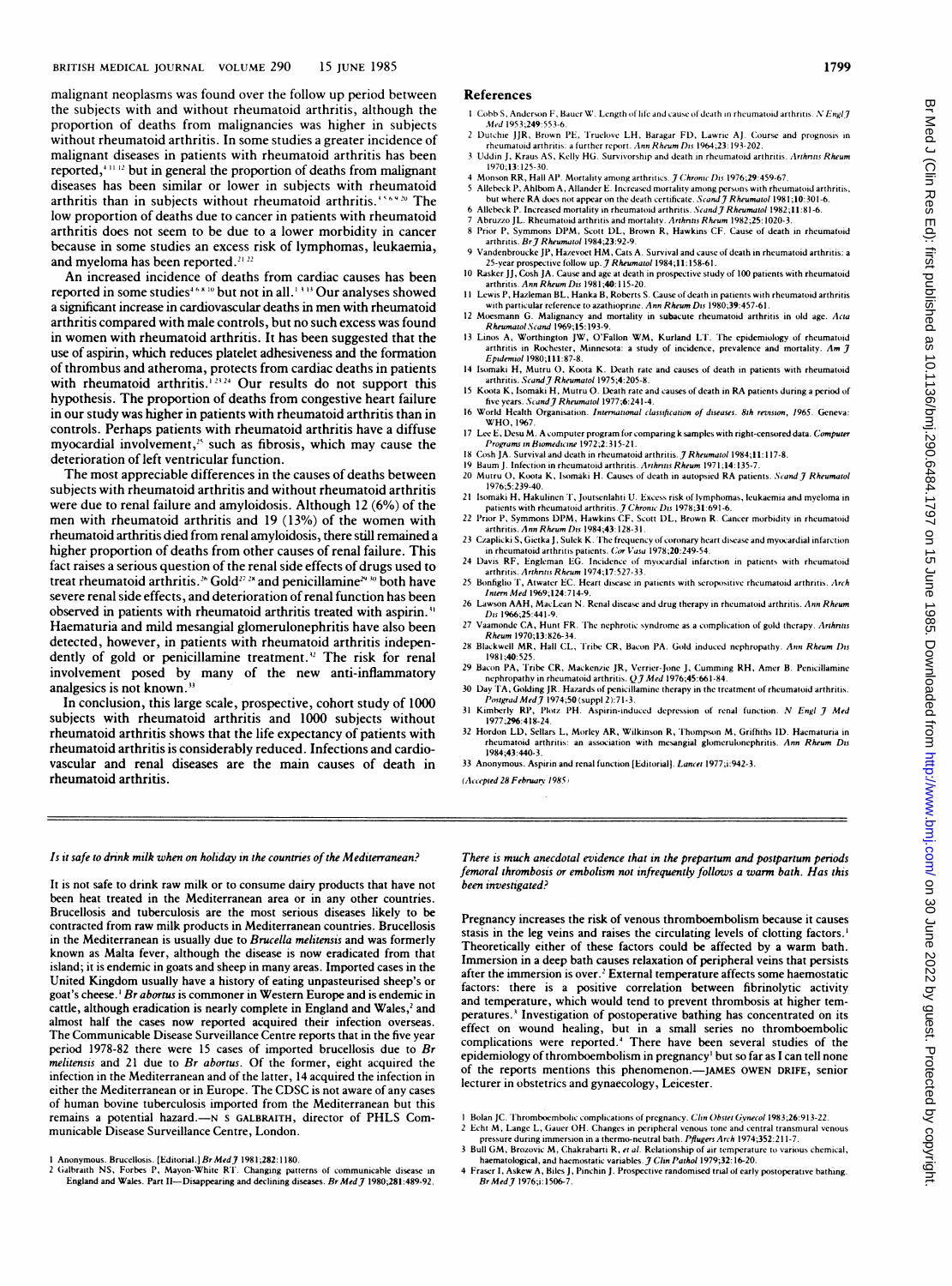malignant neoplasms was found over the follow up period between the subjects with and without rheumatoid arthritis, although the proportion of deaths from malignancies was higher in subjects without rheumatoid arthritis. In some studies a greater incidence of malignant diseases in patients with rheumatoid arthritis has been reported,[4 11 12] but in general the proportion of deaths from malignant diseases has been similar or lower in subjects with rheumatoid arthritis than in subjects without rheumatoid arthritis.[1 5 6 9 20] The low proportion of deaths due to cancer in patients with rheumatoid arthritis does not seem to be due to a lower morbidity in cancer because in some studies an excess risk of lymphomas, leukaemia, and myeloma has been reported.[21 22]

An increased incidence of deaths from cardiac causes has been reported in some studies[4 6 8 10] but not in all.[1 3 13] Our analyses showed a significant increase in cardiovascular deaths in men with rheumatoid arthritis compared with male controls, but no such excess was found in women with rheumatoid arthritis. It has been suggested that the use of aspirin, which reduces platelet adhesiveness and the formation of thrombus and atheroma, protects from cardiac deaths in patients with rheumatoid arthritis.[1 23 24] Our results do not support this hypothesis. The proportion of deaths from congestive heart failure in our study was higher in patients with rheumatoid arthritis than in controls. Perhaps patients with rheumatoid arthritis have a diffuse myocardial involvement,[25] such as fibrosis, which may cause the deterioration of left ventricular function.

The most appreciable differences in the causes of deaths between subjects with rheumatoid arthritis and without rheumatoid arthritis were due to renal failure and amyloidosis. Although 12 (6%) of the men with rheumatoid arthritis and 19 (13%) of the women with rheumatoid arthritis died from renal amyloidosis, there still remained a higher proportion of deaths from other causes of renal failure. This fact raises a serious question of the renal side effects of drugs used to treat rheumatoid arthritis.[26] Gold[27 28] and penicillamine[29 30] both have severe renal side effects, and deterioration of renal function has been observed in patients with rheumatoid arthritis treated with aspirin.[31] Haematuria and mild mesangial glomerulonephritis have also been detected, however, in patients with rheumatoid arthritis independently of gold or penicillamine treatment.[32] The risk for renal involvement posed by many of the new anti-inflammatory analgesics is not known.[33]

In conclusion, this large scale, prospective, cohort study of 1000 subjects with rheumatoid arthritis and 1000 subjects without rheumatoid arthritis shows that the life expectancy of patients with rheumatoid arthritis is considerably reduced. Infections and cardiovascular and renal diseases are the main causes of death in rheumatoid arthritis.

## References

1. Cobb S, Anderson F, Bauer W. Length of life and cause of death in rheumatoid arthritis. *N Engl J Med* 1953;249:553-6.
2. Duthie JJR, Brown PE, Truelove LH, Baragar FD, Lawrie AJ. Course and prognosis in rheumatoid arthritis: a further report. *Ann Rheum Dis* 1964;23:193-202.
3. Uddin J, Kraus AS, Kelly HG. Survivorship and death in rheumatoid arthritis. *Arthritis Rheum* 1970;13:125-30.
4. Monson RR, Hall AP. Mortality among arthritics. *J Chronic Dis* 1976;29:459-67.
5. Allebeck P, Ahlbom A, Allander E. Increased mortality among persons with rheumatoid arthritis, but where RA does not appear on the death certificate. *Scand J Rheumatol* 1981;10:301-6.
6. Allebeck P. Increased mortality in rheumatoid arthritis. *Scand J Rheumatol* 1982;11:81-6.
7. Abruzzo JL. Rheumatoid arthritis and mortality. *Arthritis Rheum* 1982;25:1020-3.
8. Prior P, Symmons DPM, Scott DL, Brown R, Hawkins CF. Cause of death in rheumatoid arthritis. *Br J Rheumatol* 1984;23:92-9.
9. Vandenbroucke JP, Hazevoet HM, Cats A. Survival and cause of death in rheumatoid arthritis: a 25-year prospective follow up. *J Rheumatol* 1984;11:158-61.
10. Rasker JJ, Cosh JA. Cause and age at death in prospective study of 100 patients with rheumatoid arthritis. *Ann Rheum Dis* 1981;40:115-20.
11. Lewis P, Hazleman BL, Hanka B, Roberts S. Cause of death in patients with rheumatoid arthritis with particular reference to azathioprine. *Ann Rheum Dis* 1980;39:457-61.
12. Moesmann G. Malignancy and mortality in subacute rheumatoid arthritis in old age. *Acta Rheumatol Scand* 1969;15:193-9.
13. Linos A, Worthington JW, O'Fallon WM, Kurland LT. The epidemiology of rheumatoid arthritis in Rochester, Minnesota: a study of incidence, prevalence and mortality. *Am J Epidemiol* 1980;111:87-8.
14. Isomaki H, Mutru O, Koota K. Death rate and causes of death in patients with rheumatoid arthritis. *Scand J Rheumatol* 1975;4:205-8.
15. Koota K, Isomaki H, Mutru O. Death rate and causes of death in RA patients during a period of five years. *Scand J Rheumatol* 1977;6:241-4.
16. World Health Organisation. *International classification of diseases. 8th revision, 1965.* Geneva: WHO, 1967.
17. Lee E, Desu M. A computer program for comparing k samples with right-censored data. *Computer Programs in Biomedicine* 1972;2:315-21.
18. Cosh JA. Survival and death in rheumatoid arthritis. *J Rheumatol* 1984;11:117-8.
19. Baum J. Infection in rheumatoid arthritis. *Arthritis Rheum* 1971;14:135-7.
20. Mutru O, Koota K, Isomäki H. Causes of death in autopsied RA patients. *Scand J Rheumatol* 1976;5:239-40.
21. Isomäki H, Hakulinen T, Joutsenlahti U. Excess risk of lymphomas, leukaemia and myeloma in patients with rheumatoid arthritis. *J Chronic Dis* 1978;31:691-6.
22. Prior P, Symmons DPM, Hawkins CF, Scott DL, Brown R. Cancer morbidity in rheumatoid arthritis. *Ann Rheum Dis* 1984;43:128-31.
23. Czaplicki S, Gietka J, Sulek K. The frequency of coronary heart disease and myocardial infarction in rheumatoid arthritis patients. *Cor Vasa* 1978;20:249-54.
24. Davis RF, Engleman EG. Incidence of myocardial infarction in patients with rheumatoid arthritis. *Arthritis Rheum* 1974;17:527-33.
25. Bonfiglio T, Atwater EC. Heart disease in patients with seropositive rheumatoid arthritis. *Arch Intern Med* 1969;124:714-9.
26. Lawson AAH, MacLean N. Renal disease and drug therapy in rheumatoid arthritis. *Ann Rheum Dis* 1966;25:441-9.
27. Vaamonde CA, Hunt FR. The nephrotic syndrome as a complication of gold therapy. *Arthritis Rheum* 1970;13:826-34.
28. Blackwell MR, Hall CL, Tribe CR, Bacon PA. Gold induced nephropathy. *Ann Rheum Dis* 1981;40:525.
29. Bacon PA, Tribe CR, Mackenzie JR, Verrier-Jone J, Cumming RH, Amer B. Penicillamine nephropathy in rheumatoid arthritis. *Q J Med* 1976;45:661-84.
30. Day TA, Golding JR. Hazards of penicillamine therapy in the treatment of rheumatoid arthritis. *Postgrad Med J* 1974;50(suppl 2):71-3.
31. Kimberly RP, Plotz PH. Aspirin-induced depression of renal function. *N Engl J Med* 1977;296:418-24.
32. Hordon LD, Sellars L, Morley AR, Wilkinson R, Thompson M, Griffiths ID. Haematuria in rheumatoid arthritis: an association with mesangial glomerulonephritis. *Ann Rheum Dis* 1984;43:440-3.
33. Anonymous. Aspirin and renal function [Editorial]. *Lancet* 1977;i:942-3.

*(Accepted 28 February 1985)*

---

*Is it safe to drink milk when on holiday in the countries of the Mediterranean?*

It is not safe to drink raw milk or to consume dairy products that have not been heat treated in the Mediterranean area or in any other countries. Brucellosis and tuberculosis are the most serious diseases likely to be contracted from raw milk products in Mediterranean countries. Brucellosis in the Mediterranean is usually due to *Brucella melitensis* and was formerly known as Malta fever, although the disease is now eradicated from that island; it is endemic in goats and sheep in many areas. Imported cases in the United Kingdom usually have a history of eating unpasteurised sheep's or goat's cheese.[1] *Br abortus* is commoner in Western Europe and is endemic in cattle, although eradication is nearly complete in England and Wales,[2] and almost half the cases now reported acquired their infection overseas. The Communicable Disease Surveillance Centre reports that in the five year period 1978-82 there were 15 cases of imported brucellosis due to *Br melitensis* and 21 due to *Br abortus*. Of the former, eight acquired the infection in the Mediterranean and of the latter, 14 acquired the infection in either the Mediterranean or in Europe. The CDSC is not aware of any cases of human bovine tuberculosis imported from the Mediterranean but this remains a potential hazard.—N S GALBRAITH, director of PHLS Communicable Disease Surveillance Centre, London.

1. Anonymous. Brucellosis. [Editorial.] *Br Med J* 1981;282:1180.
2. Galbraith NS, Forbes P, Mayon-White RT. Changing patterns of communicable disease in England and Wales. Part II—Disappearing and declining diseases. *Br Med J* 1980;281:489-92.

---

*There is much anecdotal evidence that in the prepartum and postpartum periods femoral thrombosis or embolism not infrequently follows a warm bath. Has this been investigated?*

Pregnancy increases the risk of venous thromboembolism because it causes stasis in the leg veins and raises the circulating levels of clotting factors.[1] Theoretically either of these factors could be affected by a warm bath. Immersion in a deep bath causes relaxation of peripheral veins that persists after the immersion is over.[2] External temperature affects some haemostatic factors: there is a positive correlation between fibrinolytic activity and temperature, which would tend to prevent thrombosis at higher temperatures.[3] Investigation of postoperative bathing has concentrated on its effect on wound healing, but in a small series no thromboembolic complications were reported.[4] There have been several studies of the epidemiology of thromboembolism in pregnancy[1] but so far as I can tell none of the reports mentions this phenomenon.—JAMES OWEN DRIFE, senior lecturer in obstetrics and gynaecology, Leicester.

1. Bolan JC. Thromboembolic complications of pregnancy. *Clin Obstet Gynecol* 1983;26:913-22.
2. Echt M, Lange L, Gauer OH. Changes in peripheral venous tone and central transmural venous pressure during immersion in a thermo-neutral bath. *Pflugers Arch* 1974;352:211-7.
3. Bull GM, Brozovic M, Chakrabarti R, *et al*. Relationship of air temperature to various chemical, haematological, and haemostatic variables. *J Clin Pathol* 1979;32:16-20.
4. Fraser I, Askew A, Biles J, Pinchin J. Prospective randomised trial of early postoperative bathing. *Br Med J* 1976;i:1506-7.